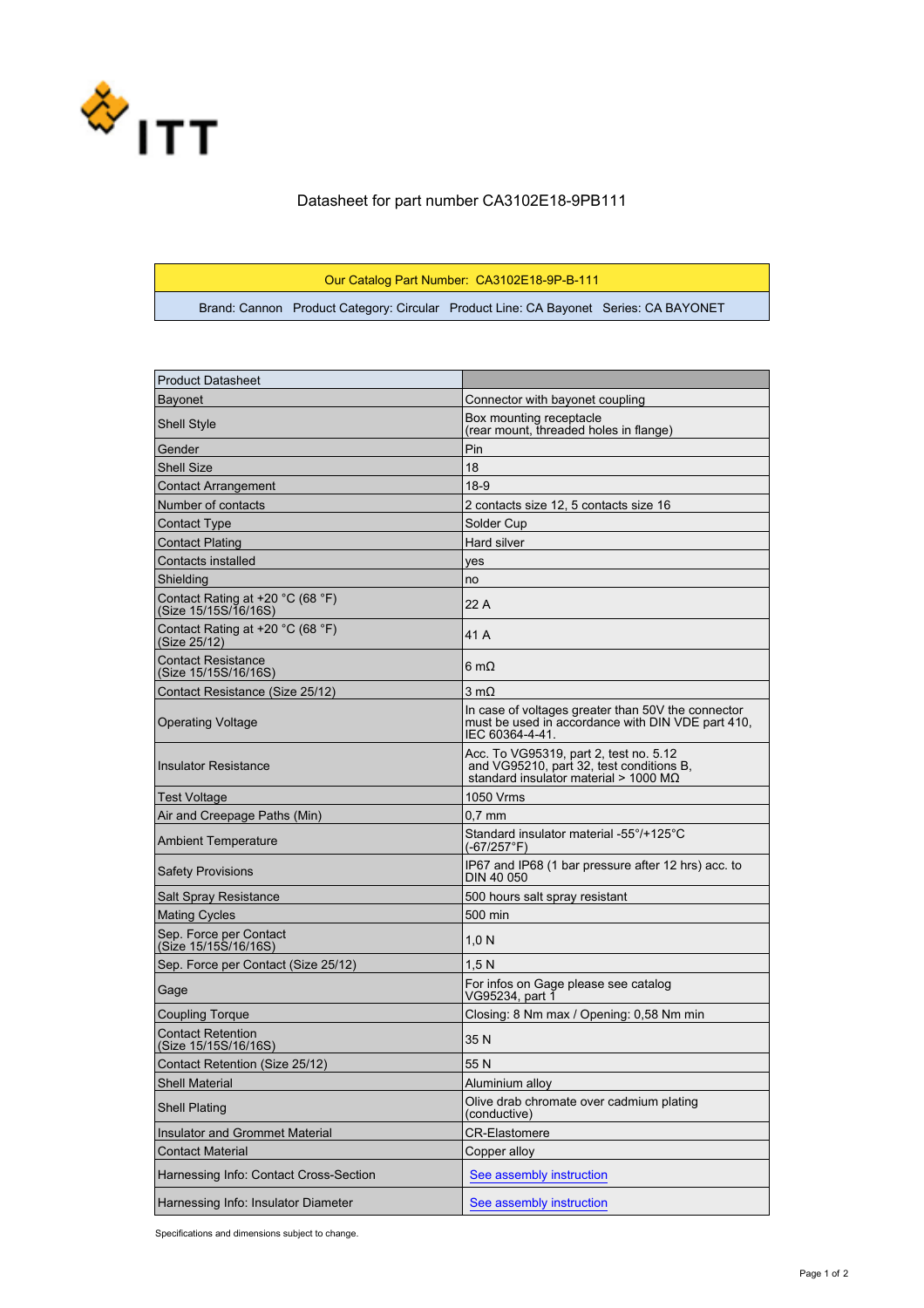ITT

# Datasheet for part number CA3102E18-9PB111

| Our Catalog Part Number: CA3102E18-9P-B-111 |
|---|
| Brand: Cannon   Product Category: Circular   Product Line: CA Bayonet   Series: CA BAYONET |

| Product Datasheet | |
|---|---|
| Bayonet | Connector with bayonet coupling |
| Shell Style | Box mounting receptacle (rear mount, threaded holes in flange) |
| Gender | Pin |
| Shell Size | 18 |
| Contact Arrangement | 18-9 |
| Number of contacts | 2 contacts size 12, 5 contacts size 16 |
| Contact Type | Solder Cup |
| Contact Plating | Hard silver |
| Contacts installed | yes |
| Shielding | no |
| Contact Rating at +20 °C (68 °F) (Size 15/15S/16/16S) | 22 A |
| Contact Rating at +20 °C (68 °F) (Size 25/12) | 41 A |
| Contact Resistance (Size 15/15S/16/16S) | 6 mΩ |
| Contact Resistance (Size 25/12) | 3 mΩ |
| Operating Voltage | In case of voltages greater than 50V the connector must be used in accordance with DIN VDE part 410, IEC 60364-4-41. |
| Insulator Resistance | Acc. To VG95319, part 2, test no. 5.12 and VG95210, part 32, test conditions B, standard insulator material > 1000 MΩ |
| Test Voltage | 1050 Vrms |
| Air and Creepage Paths (Min) | 0,7 mm |
| Ambient Temperature | Standard insulator material -55°/+125°C (-67/257°F) |
| Safety Provisions | IP67 and IP68 (1 bar pressure after 12 hrs) acc. to DIN 40 050 |
| Salt Spray Resistance | 500 hours salt spray resistant |
| Mating Cycles | 500 min |
| Sep. Force per Contact (Size 15/15S/16/16S) | 1,0 N |
| Sep. Force per Contact (Size 25/12) | 1,5 N |
| Gage | For infos on Gage please see catalog VG95234, part 1 |
| Coupling Torque | Closing: 8 Nm max / Opening: 0,58 Nm min |
| Contact Retention (Size 15/15S/16/16S) | 35 N |
| Contact Retention (Size 25/12) | 55 N |
| Shell Material | Aluminium alloy |
| Shell Plating | Olive drab chromate over cadmium plating (conductive) |
| Insulator and Grommet Material | CR-Elastomere |
| Contact Material | Copper alloy |
| Harnessing Info: Contact Cross-Section | See assembly instruction |
| Harnessing Info: Insulator Diameter | See assembly instruction |

Specifications and dimensions subject to change.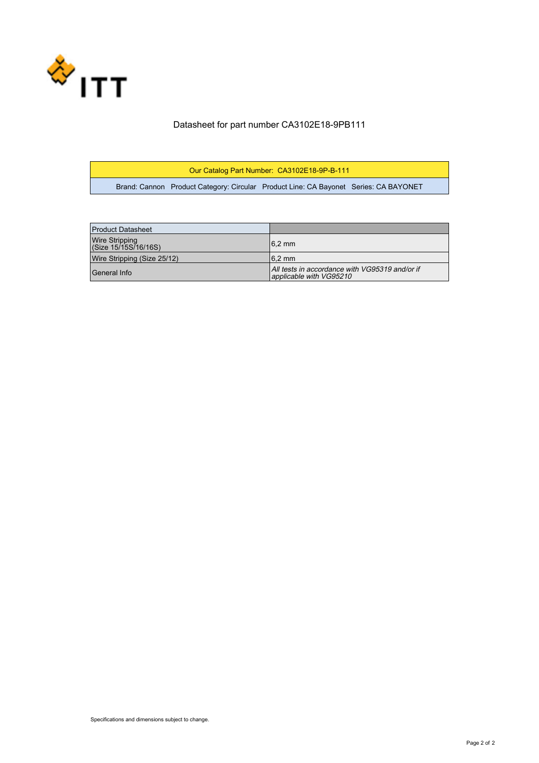Datasheet for part number CA3102E18-9PB111

Our Catalog Part Number: CA3102E18-9P-B-111

Brand: Cannon Product Category: Circular Product Line: CA Bayonet Series: CA BAYONET

| Product Datasheet | |
|---|---|
| Wire Stripping (Size 15/15S/16/16S) | 6,2 mm |
| Wire Stripping (Size 25/12) | 6,2 mm |
| General Info | *All tests in accordance with VG95319 and/or if applicable with VG95210* |

Specifications and dimensions subject to change.